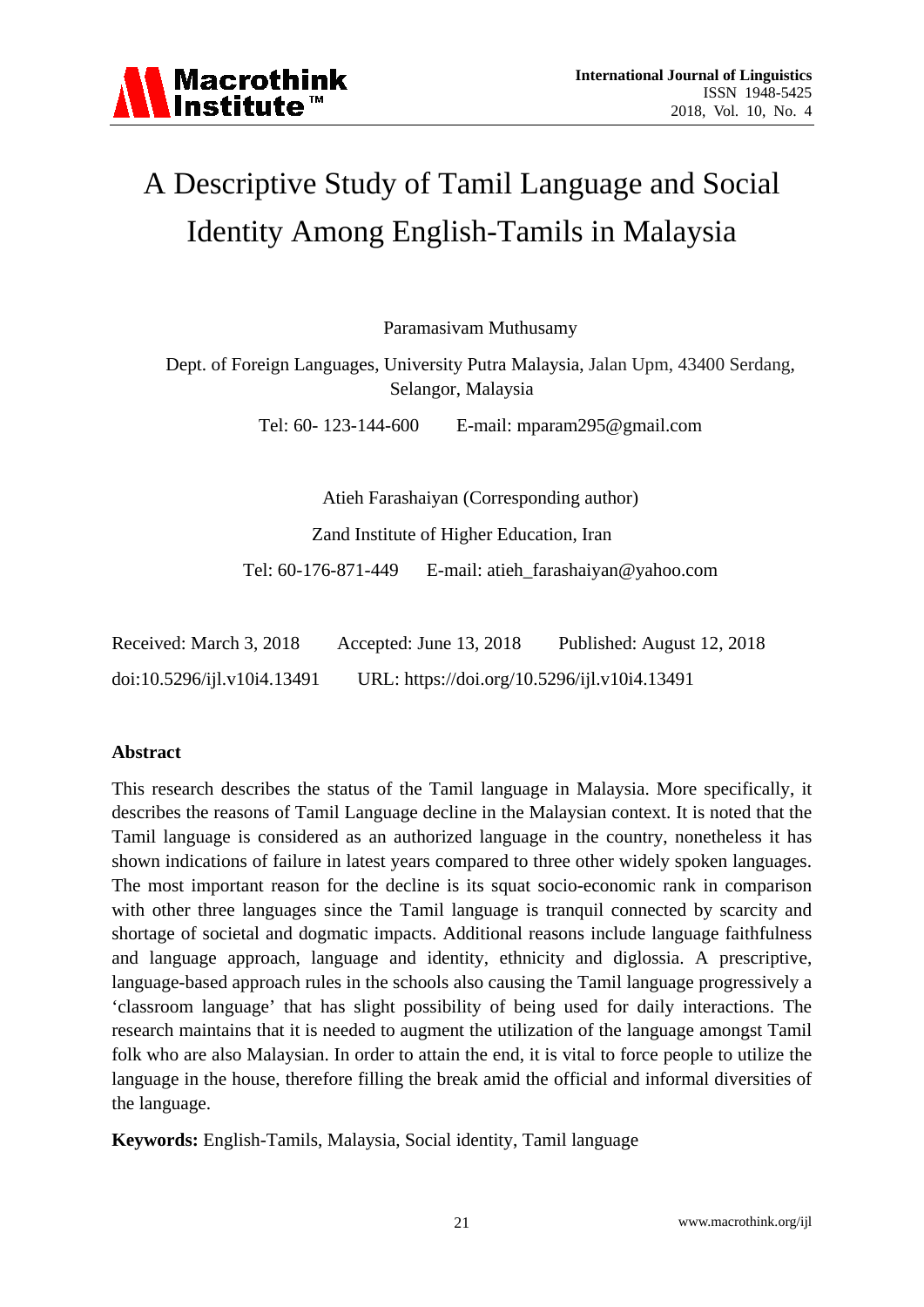# A Descriptive Study of Tamil Language and Social Identity Among English-Tamils in Malaysia

Paramasivam Muthusamy

Dept. of Foreign Languages, University Putra Malaysia, Jalan Upm, 43400 Serdang, Selangor, Malaysia

Tel: 60- 123-144-600 E-mail: mparam295@gmail.com

Atieh Farashaiyan (Corresponding author)

Zand Institute of Higher Education, Iran

Tel: 60-176-871-449 E-mail: atieh_farashaiyan@yahoo.com

Received: March 3, 2018 Accepted: June 13, 2018 Published: August 12, 2018

doi:10.5296/ijl.v10i4.13491 URL: https://doi.org/10.5296/ijl.v10i4.13491

## Abstract

This research describes the status of the Tamil language in Malaysia. More specifically, it describes the reasons of Tamil Language decline in the Malaysian context. It is noted that the Tamil language is considered as an authorized language in the country, nonetheless it has shown indications of failure in latest years compared to three other widely spoken languages. The most important reason for the decline is its squat socio-economic rank in comparison with other three languages since the Tamil language is tranquil connected by scarcity and shortage of societal and dogmatic impacts. Additional reasons include language faithfulness and language approach, language and identity, ethnicity and diglossia. A prescriptive, language-based approach rules in the schools also causing the Tamil language progressively a 'classroom language' that has slight possibility of being used for daily interactions. The research maintains that it is needed to augment the utilization of the language amongst Tamil folk who are also Malaysian. In order to attain the end, it is vital to force people to utilize the language in the house, therefore filling the break amid the official and informal diversities of the language.

**Keywords:** English-Tamils, Malaysia, Social identity, Tamil language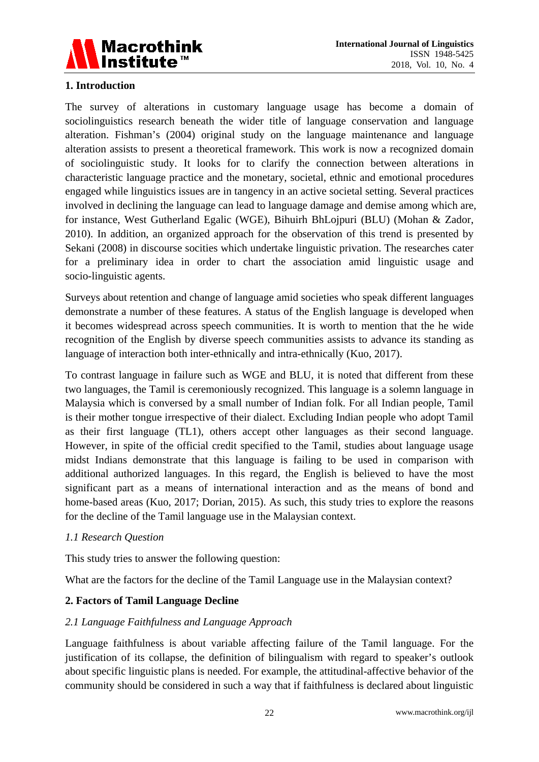## 1. Introduction

The survey of alterations in customary language usage has become a domain of sociolinguistics research beneath the wider title of language conservation and language alteration. Fishman's (2004) original study on the language maintenance and language alteration assists to present a theoretical framework. This work is now a recognized domain of sociolinguistic study. It looks for to clarify the connection between alterations in characteristic language practice and the monetary, societal, ethnic and emotional procedures engaged while linguistics issues are in tangency in an active societal setting. Several practices involved in declining the language can lead to language damage and demise among which are, for instance, West Gutherland Egalic (WGE), Bihuirh BhLojpuri (BLU) (Mohan & Zador, 2010). In addition, an organized approach for the observation of this trend is presented by Sekani (2008) in discourse socities which undertake linguistic privation. The researches cater for a preliminary idea in order to chart the association amid linguistic usage and socio-linguistic agents.

Surveys about retention and change of language amid societies who speak different languages demonstrate a number of these features. A status of the English language is developed when it becomes widespread across speech communities. It is worth to mention that the he wide recognition of the English by diverse speech communities assists to advance its standing as language of interaction both inter-ethnically and intra-ethnically (Kuo, 2017).

To contrast language in failure such as WGE and BLU, it is noted that different from these two languages, the Tamil is ceremoniously recognized. This language is a solemn language in Malaysia which is conversed by a small number of Indian folk. For all Indian people, Tamil is their mother tongue irrespective of their dialect. Excluding Indian people who adopt Tamil as their first language (TL1), others accept other languages as their second language. However, in spite of the official credit specified to the Tamil, studies about language usage midst Indians demonstrate that this language is failing to be used in comparison with additional authorized languages. In this regard, the English is believed to have the most significant part as a means of international interaction and as the means of bond and home-based areas (Kuo, 2017; Dorian, 2015). As such, this study tries to explore the reasons for the decline of the Tamil language use in the Malaysian context.

### *1.1 Research Question*

This study tries to answer the following question:

What are the factors for the decline of the Tamil Language use in the Malaysian context?

## 2. Factors of Tamil Language Decline

### *2.1 Language Faithfulness and Language Approach*

Language faithfulness is about variable affecting failure of the Tamil language. For the justification of its collapse, the definition of bilingualism with regard to speaker's outlook about specific linguistic plans is needed. For example, the attitudinal-affective behavior of the community should be considered in such a way that if faithfulness is declared about linguistic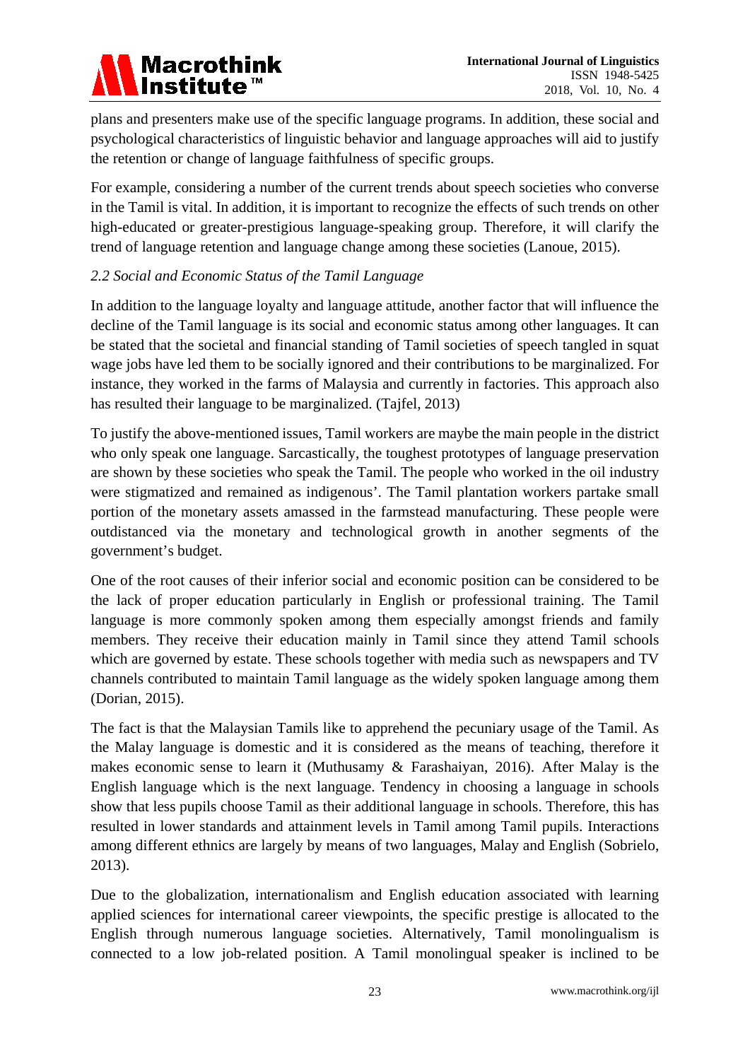plans and presenters make use of the specific language programs. In addition, these social and psychological characteristics of linguistic behavior and language approaches will aid to justify the retention or change of language faithfulness of specific groups.

For example, considering a number of the current trends about speech societies who converse in the Tamil is vital. In addition, it is important to recognize the effects of such trends on other high-educated or greater-prestigious language-speaking group. Therefore, it will clarify the trend of language retention and language change among these societies (Lanoue, 2015).

### *2.2 Social and Economic Status of the Tamil Language*

In addition to the language loyalty and language attitude, another factor that will influence the decline of the Tamil language is its social and economic status among other languages. It can be stated that the societal and financial standing of Tamil societies of speech tangled in squat wage jobs have led them to be socially ignored and their contributions to be marginalized. For instance, they worked in the farms of Malaysia and currently in factories. This approach also has resulted their language to be marginalized. (Tajfel, 2013)

To justify the above-mentioned issues, Tamil workers are maybe the main people in the district who only speak one language. Sarcastically, the toughest prototypes of language preservation are shown by these societies who speak the Tamil. The people who worked in the oil industry were stigmatized and remained as indigenous'. The Tamil plantation workers partake small portion of the monetary assets amassed in the farmstead manufacturing. These people were outdistanced via the monetary and technological growth in another segments of the government's budget.

One of the root causes of their inferior social and economic position can be considered to be the lack of proper education particularly in English or professional training. The Tamil language is more commonly spoken among them especially amongst friends and family members. They receive their education mainly in Tamil since they attend Tamil schools which are governed by estate. These schools together with media such as newspapers and TV channels contributed to maintain Tamil language as the widely spoken language among them (Dorian, 2015).

The fact is that the Malaysian Tamils like to apprehend the pecuniary usage of the Tamil. As the Malay language is domestic and it is considered as the means of teaching, therefore it makes economic sense to learn it (Muthusamy & Farashaiyan, 2016). After Malay is the English language which is the next language. Tendency in choosing a language in schools show that less pupils choose Tamil as their additional language in schools. Therefore, this has resulted in lower standards and attainment levels in Tamil among Tamil pupils. Interactions among different ethnics are largely by means of two languages, Malay and English (Sobrielo, 2013).

Due to the globalization, internationalism and English education associated with learning applied sciences for international career viewpoints, the specific prestige is allocated to the English through numerous language societies. Alternatively, Tamil monolingualism is connected to a low job-related position. A Tamil monolingual speaker is inclined to be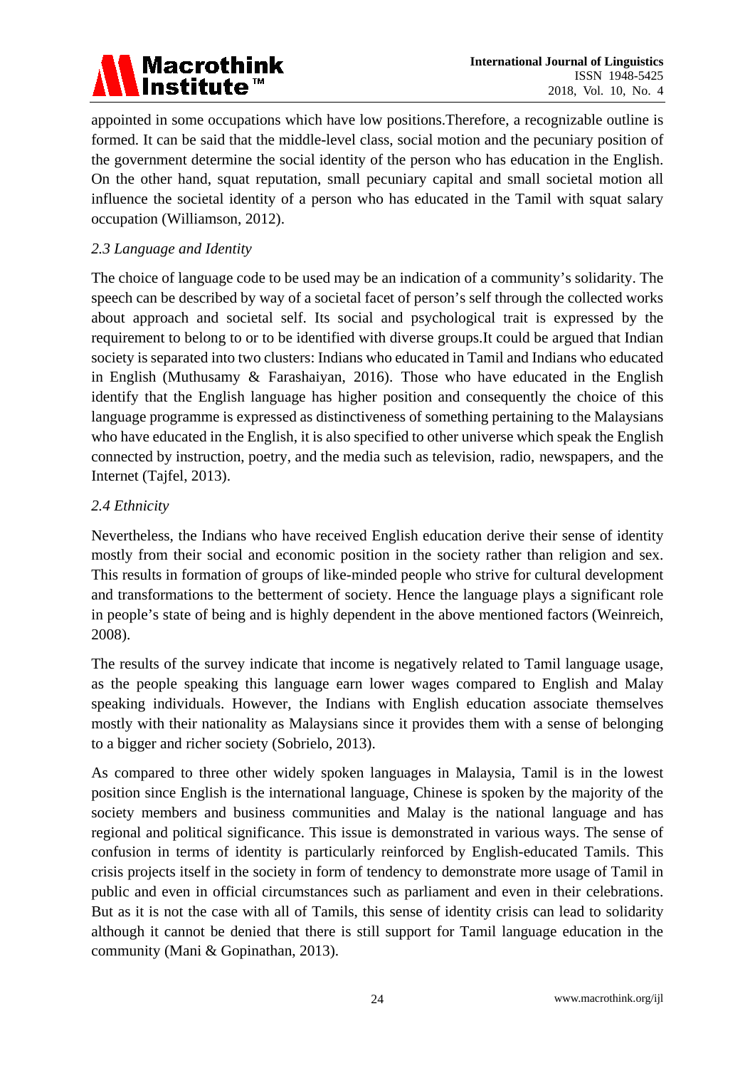appointed in some occupations which have low positions.Therefore, a recognizable outline is formed. It can be said that the middle-level class, social motion and the pecuniary position of the government determine the social identity of the person who has education in the English. On the other hand, squat reputation, small pecuniary capital and small societal motion all influence the societal identity of a person who has educated in the Tamil with squat salary occupation (Williamson, 2012).

### *2.3 Language and Identity*

The choice of language code to be used may be an indication of a community's solidarity. The speech can be described by way of a societal facet of person's self through the collected works about approach and societal self. Its social and psychological trait is expressed by the requirement to belong to or to be identified with diverse groups.It could be argued that Indian society is separated into two clusters: Indians who educated in Tamil and Indians who educated in English (Muthusamy & Farashaiyan, 2016). Those who have educated in the English identify that the English language has higher position and consequently the choice of this language programme is expressed as distinctiveness of something pertaining to the Malaysians who have educated in the English, it is also specified to other universe which speak the English connected by instruction, poetry, and the media such as television, radio, newspapers, and the Internet (Tajfel, 2013).

### *2.4 Ethnicity*

Nevertheless, the Indians who have received English education derive their sense of identity mostly from their social and economic position in the society rather than religion and sex. This results in formation of groups of like-minded people who strive for cultural development and transformations to the betterment of society. Hence the language plays a significant role in people's state of being and is highly dependent in the above mentioned factors (Weinreich, 2008).

The results of the survey indicate that income is negatively related to Tamil language usage, as the people speaking this language earn lower wages compared to English and Malay speaking individuals. However, the Indians with English education associate themselves mostly with their nationality as Malaysians since it provides them with a sense of belonging to a bigger and richer society (Sobrielo, 2013).

As compared to three other widely spoken languages in Malaysia, Tamil is in the lowest position since English is the international language, Chinese is spoken by the majority of the society members and business communities and Malay is the national language and has regional and political significance. This issue is demonstrated in various ways. The sense of confusion in terms of identity is particularly reinforced by English-educated Tamils. This crisis projects itself in the society in form of tendency to demonstrate more usage of Tamil in public and even in official circumstances such as parliament and even in their celebrations. But as it is not the case with all of Tamils, this sense of identity crisis can lead to solidarity although it cannot be denied that there is still support for Tamil language education in the community (Mani & Gopinathan, 2013).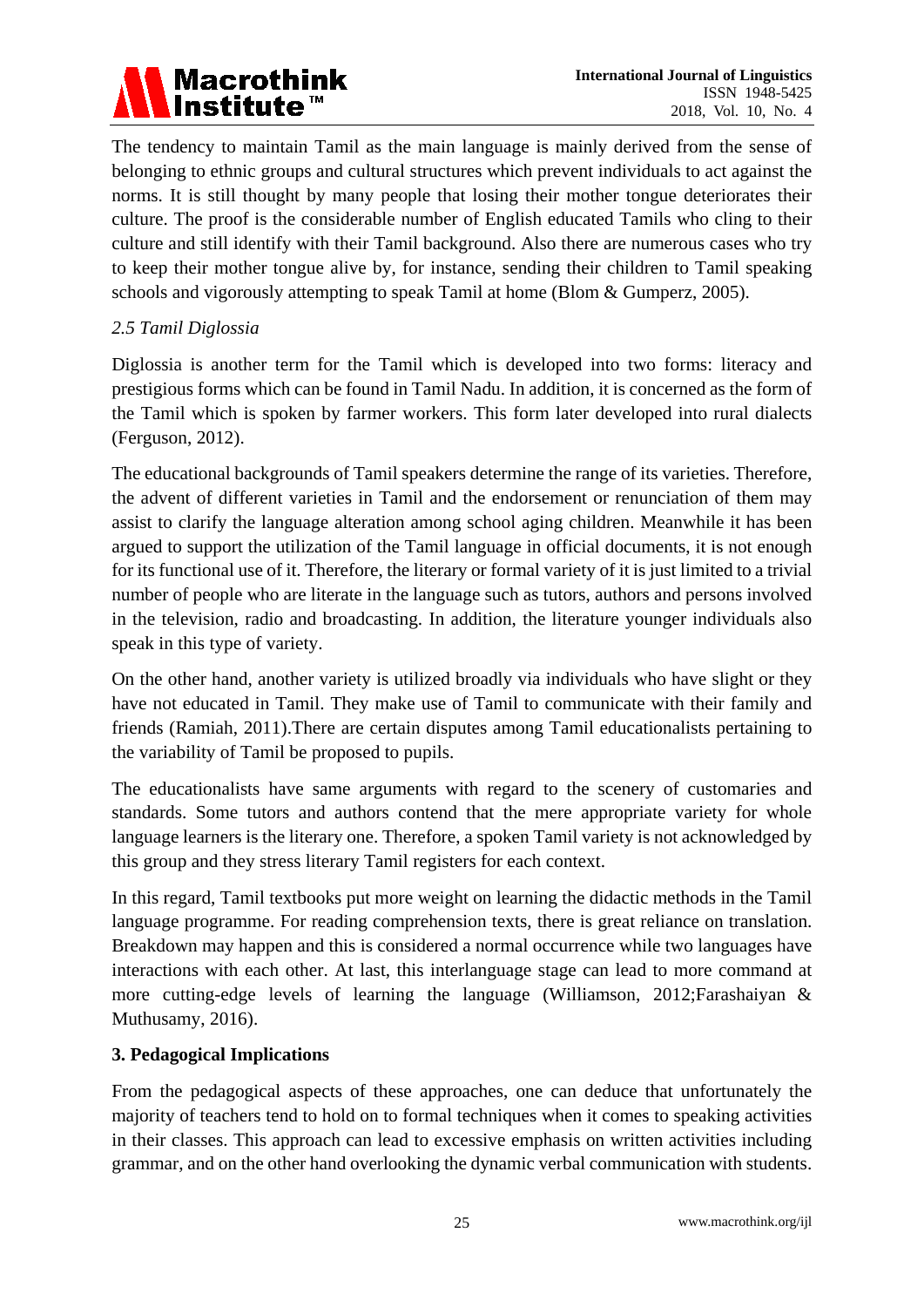The tendency to maintain Tamil as the main language is mainly derived from the sense of belonging to ethnic groups and cultural structures which prevent individuals to act against the norms. It is still thought by many people that losing their mother tongue deteriorates their culture. The proof is the considerable number of English educated Tamils who cling to their culture and still identify with their Tamil background. Also there are numerous cases who try to keep their mother tongue alive by, for instance, sending their children to Tamil speaking schools and vigorously attempting to speak Tamil at home (Blom & Gumperz, 2005).

### *2.5 Tamil Diglossia*

Diglossia is another term for the Tamil which is developed into two forms: literacy and prestigious forms which can be found in Tamil Nadu. In addition, it is concerned as the form of the Tamil which is spoken by farmer workers. This form later developed into rural dialects (Ferguson, 2012).

The educational backgrounds of Tamil speakers determine the range of its varieties. Therefore, the advent of different varieties in Tamil and the endorsement or renunciation of them may assist to clarify the language alteration among school aging children. Meanwhile it has been argued to support the utilization of the Tamil language in official documents, it is not enough for its functional use of it. Therefore, the literary or formal variety of it is just limited to a trivial number of people who are literate in the language such as tutors, authors and persons involved in the television, radio and broadcasting. In addition, the literature younger individuals also speak in this type of variety.

On the other hand, another variety is utilized broadly via individuals who have slight or they have not educated in Tamil. They make use of Tamil to communicate with their family and friends (Ramiah, 2011).There are certain disputes among Tamil educationalists pertaining to the variability of Tamil be proposed to pupils.

The educationalists have same arguments with regard to the scenery of customaries and standards. Some tutors and authors contend that the mere appropriate variety for whole language learners is the literary one. Therefore, a spoken Tamil variety is not acknowledged by this group and they stress literary Tamil registers for each context.

In this regard, Tamil textbooks put more weight on learning the didactic methods in the Tamil language programme. For reading comprehension texts, there is great reliance on translation. Breakdown may happen and this is considered a normal occurrence while two languages have interactions with each other. At last, this interlanguage stage can lead to more command at more cutting-edge levels of learning the language (Williamson, 2012;Farashaiyan & Muthusamy, 2016).

## 3. Pedagogical Implications

From the pedagogical aspects of these approaches, one can deduce that unfortunately the majority of teachers tend to hold on to formal techniques when it comes to speaking activities in their classes. This approach can lead to excessive emphasis on written activities including grammar, and on the other hand overlooking the dynamic verbal communication with students.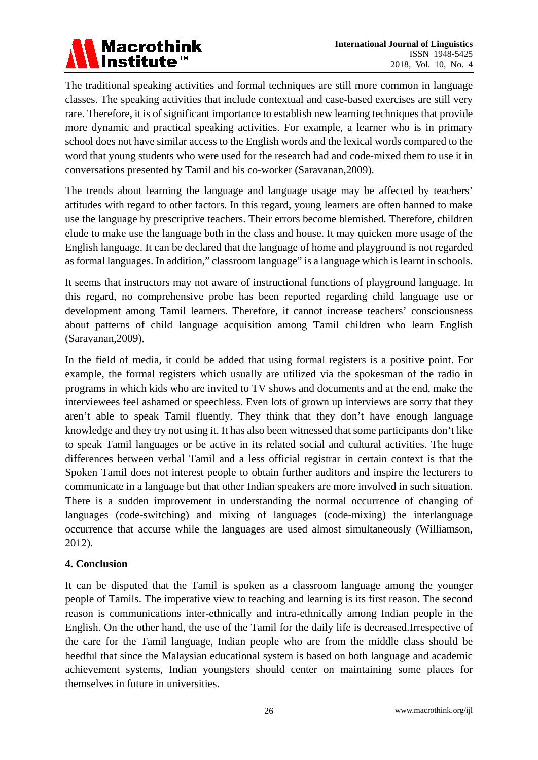The traditional speaking activities and formal techniques are still more common in language classes. The speaking activities that include contextual and case-based exercises are still very rare. Therefore, it is of significant importance to establish new learning techniques that provide more dynamic and practical speaking activities. For example, a learner who is in primary school does not have similar access to the English words and the lexical words compared to the word that young students who were used for the research had and code-mixed them to use it in conversations presented by Tamil and his co-worker (Saravanan,2009).

The trends about learning the language and language usage may be affected by teachers' attitudes with regard to other factors. In this regard, young learners are often banned to make use the language by prescriptive teachers. Their errors become blemished. Therefore, children elude to make use the language both in the class and house. It may quicken more usage of the English language. It can be declared that the language of home and playground is not regarded as formal languages. In addition," classroom language" is a language which is learnt in schools.

It seems that instructors may not aware of instructional functions of playground language. In this regard, no comprehensive probe has been reported regarding child language use or development among Tamil learners. Therefore, it cannot increase teachers' consciousness about patterns of child language acquisition among Tamil children who learn English (Saravanan,2009).

In the field of media, it could be added that using formal registers is a positive point. For example, the formal registers which usually are utilized via the spokesman of the radio in programs in which kids who are invited to TV shows and documents and at the end, make the interviewees feel ashamed or speechless. Even lots of grown up interviews are sorry that they aren't able to speak Tamil fluently. They think that they don't have enough language knowledge and they try not using it. It has also been witnessed that some participants don't like to speak Tamil languages or be active in its related social and cultural activities. The huge differences between verbal Tamil and a less official registrar in certain context is that the Spoken Tamil does not interest people to obtain further auditors and inspire the lecturers to communicate in a language but that other Indian speakers are more involved in such situation. There is a sudden improvement in understanding the normal occurrence of changing of languages (code-switching) and mixing of languages (code-mixing) the interlanguage occurrence that accurse while the languages are used almost simultaneously (Williamson, 2012).

## 4. Conclusion

It can be disputed that the Tamil is spoken as a classroom language among the younger people of Tamils. The imperative view to teaching and learning is its first reason. The second reason is communications inter-ethnically and intra-ethnically among Indian people in the English. On the other hand, the use of the Tamil for the daily life is decreased.Irrespective of the care for the Tamil language, Indian people who are from the middle class should be heedful that since the Malaysian educational system is based on both language and academic achievement systems, Indian youngsters should center on maintaining some places for themselves in future in universities.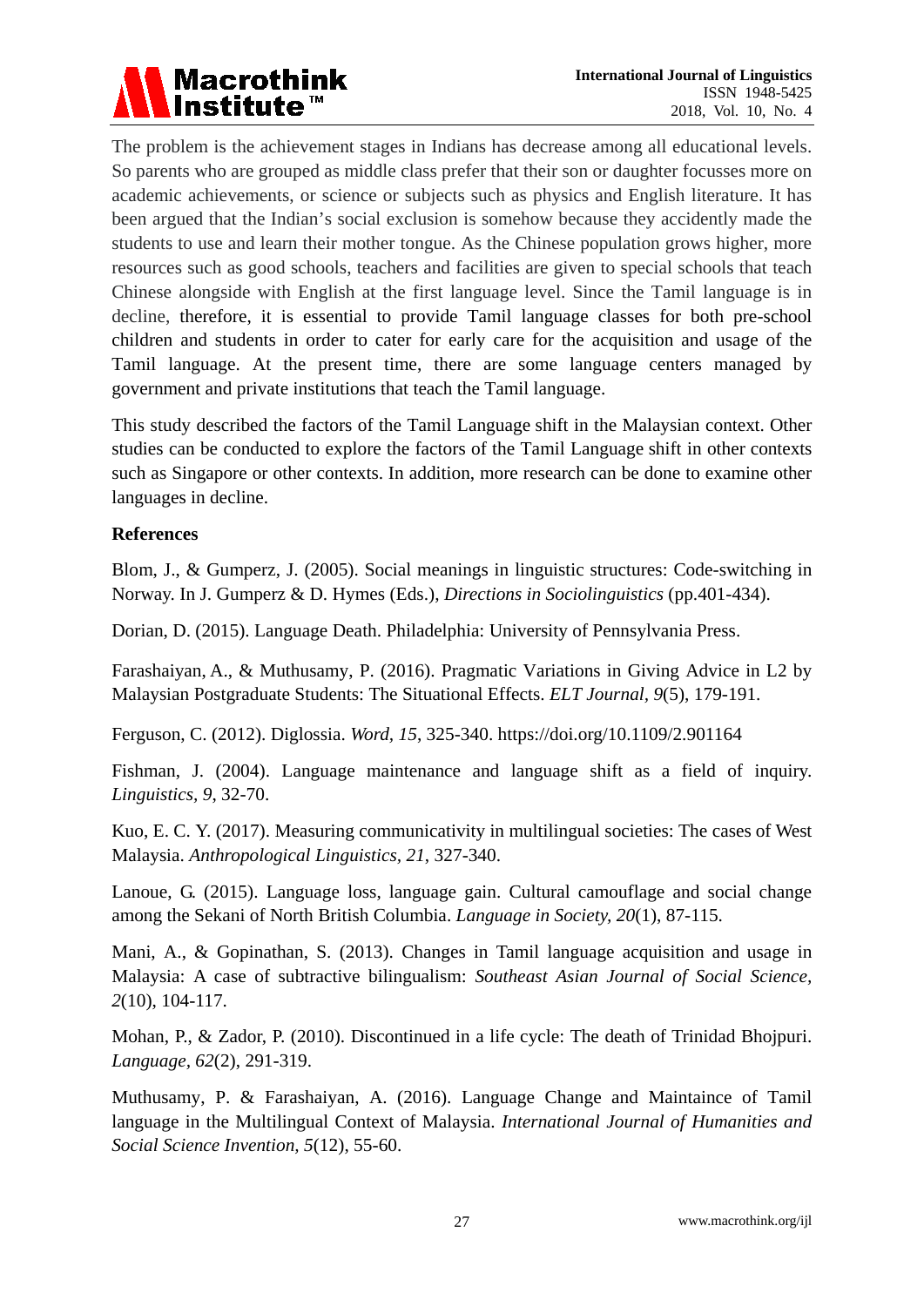The problem is the achievement stages in Indians has decrease among all educational levels. So parents who are grouped as middle class prefer that their son or daughter focusses more on academic achievements, or science or subjects such as physics and English literature. It has been argued that the Indian's social exclusion is somehow because they accidently made the students to use and learn their mother tongue. As the Chinese population grows higher, more resources such as good schools, teachers and facilities are given to special schools that teach Chinese alongside with English at the first language level. Since the Tamil language is in decline, therefore, it is essential to provide Tamil language classes for both pre-school children and students in order to cater for early care for the acquisition and usage of the Tamil language. At the present time, there are some language centers managed by government and private institutions that teach the Tamil language.

This study described the factors of the Tamil Language shift in the Malaysian context. Other studies can be conducted to explore the factors of the Tamil Language shift in other contexts such as Singapore or other contexts. In addition, more research can be done to examine other languages in decline.

**References**

Blom, J., & Gumperz, J. (2005). Social meanings in linguistic structures: Code-switching in Norway. In J. Gumperz & D. Hymes (Eds.), *Directions in Sociolinguistics* (pp.401-434).

Dorian, D. (2015). Language Death. Philadelphia: University of Pennsylvania Press.

Farashaiyan, A., & Muthusamy, P. (2016). Pragmatic Variations in Giving Advice in L2 by Malaysian Postgraduate Students: The Situational Effects. *ELT Journal, 9*(5), 179-191.

Ferguson, C. (2012). Diglossia. *Word, 15*, 325-340. https://doi.org/10.1109/2.901164

Fishman, J. (2004). Language maintenance and language shift as a field of inquiry. *Linguistics, 9*, 32-70.

Kuo, E. C. Y. (2017). Measuring communicativity in multilingual societies: The cases of West Malaysia. *Anthropological Linguistics, 21*, 327-340.

Lanoue, G. (2015). Language loss, language gain. Cultural camouflage and social change among the Sekani of North British Columbia. *Language in Society, 20*(1), 87-115.

Mani, A., & Gopinathan, S. (2013). Changes in Tamil language acquisition and usage in Malaysia: A case of subtractive bilingualism: *Southeast Asian Journal of Social Science, 2*(10), 104-117.

Mohan, P., & Zador, P. (2010). Discontinued in a life cycle: The death of Trinidad Bhojpuri. *Language, 62*(2), 291-319.

Muthusamy, P. & Farashaiyan, A. (2016). Language Change and Maintaince of Tamil language in the Multilingual Context of Malaysia. *International Journal of Humanities and Social Science Invention, 5*(12), 55-60.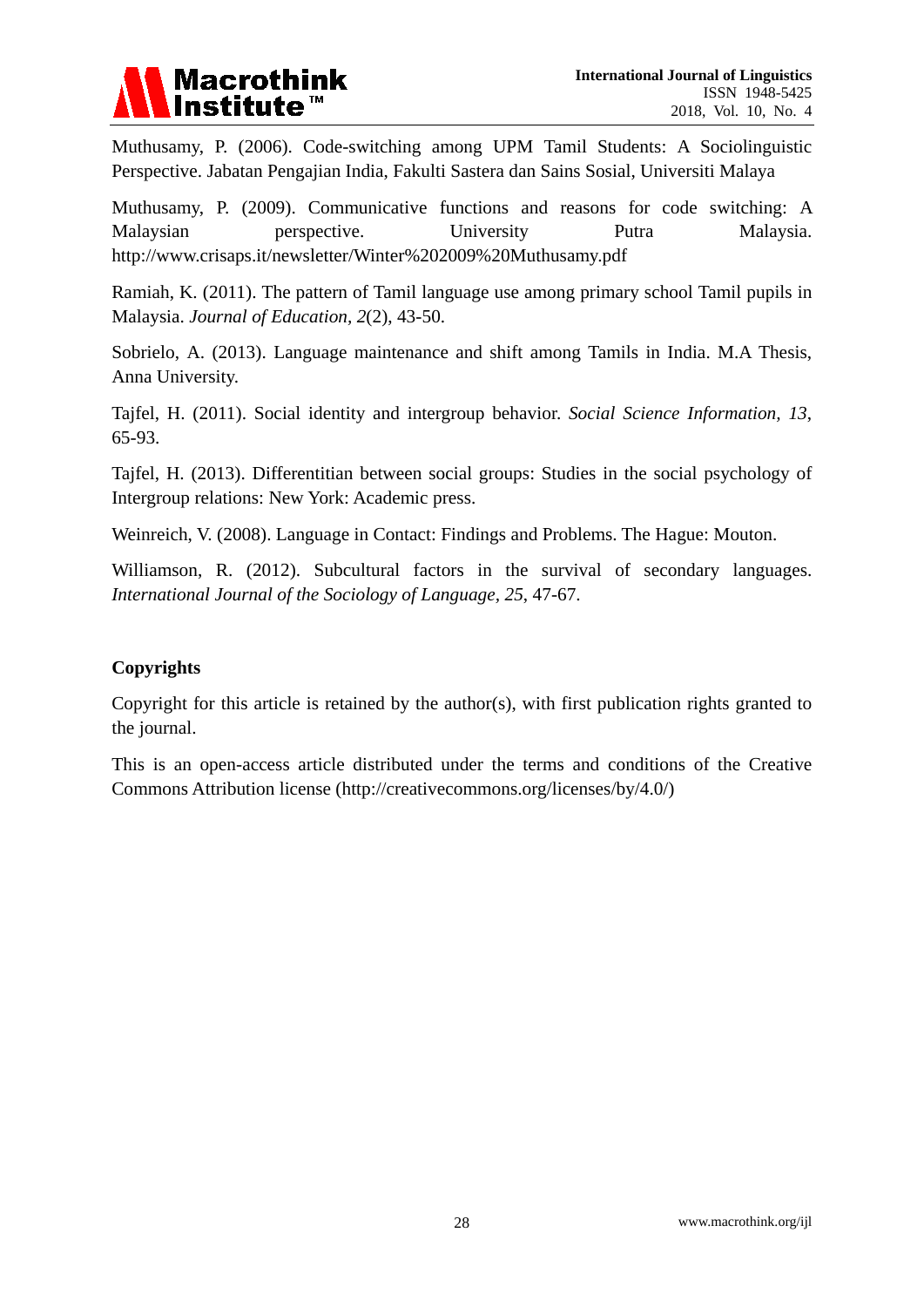Muthusamy, P. (2006). Code-switching among UPM Tamil Students: A Sociolinguistic Perspective. Jabatan Pengajian India, Fakulti Sastera dan Sains Sosial, Universiti Malaya

Muthusamy, P. (2009). Communicative functions and reasons for code switching: A Malaysian perspective. University Putra Malaysia. http://www.crisaps.it/newsletter/Winter%202009%20Muthusamy.pdf

Ramiah, K. (2011). The pattern of Tamil language use among primary school Tamil pupils in Malaysia. *Journal of Education, 2*(2), 43-50.

Sobrielo, A. (2013). Language maintenance and shift among Tamils in India. M.A Thesis, Anna University.

Tajfel, H. (2011). Social identity and intergroup behavior. *Social Science Information, 13*, 65-93.

Tajfel, H. (2013). Differentitian between social groups: Studies in the social psychology of Intergroup relations: New York: Academic press.

Weinreich, V. (2008). Language in Contact: Findings and Problems. The Hague: Mouton.

Williamson, R. (2012). Subcultural factors in the survival of secondary languages. *International Journal of the Sociology of Language, 25*, 47-67.

## Copyrights

Copyright for this article is retained by the author(s), with first publication rights granted to the journal.

This is an open-access article distributed under the terms and conditions of the Creative Commons Attribution license (http://creativecommons.org/licenses/by/4.0/)